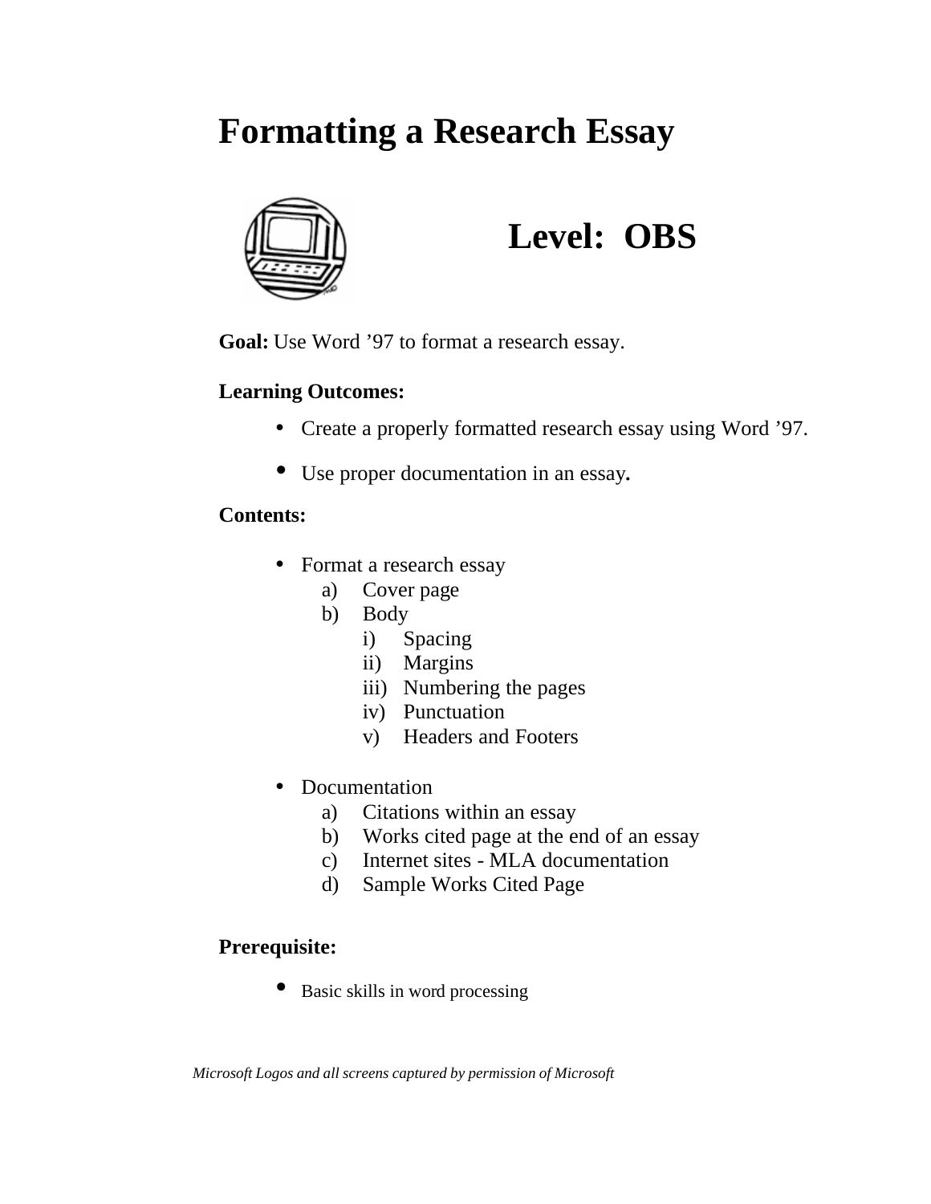# Formatting a Research Essay

## Level:  OBS

**Goal:** Use Word '97 to format a research essay.

**Learning Outcomes:**

- Create a properly formatted research essay using Word '97.
- Use proper documentation in an essay**.**

**Contents:**

- Format a research essay
  a) Cover page
  b) Body
    i) Spacing
    ii) Margins
    iii) Numbering the pages
    iv) Punctuation
    v) Headers and Footers

- Documentation
  a) Citations within an essay
  b) Works cited page at the end of an essay
  c) Internet sites - MLA documentation
  d) Sample Works Cited Page

**Prerequisite:**

- Basic skills in word processing

*Microsoft Logos and all screens captured by permission of Microsoft*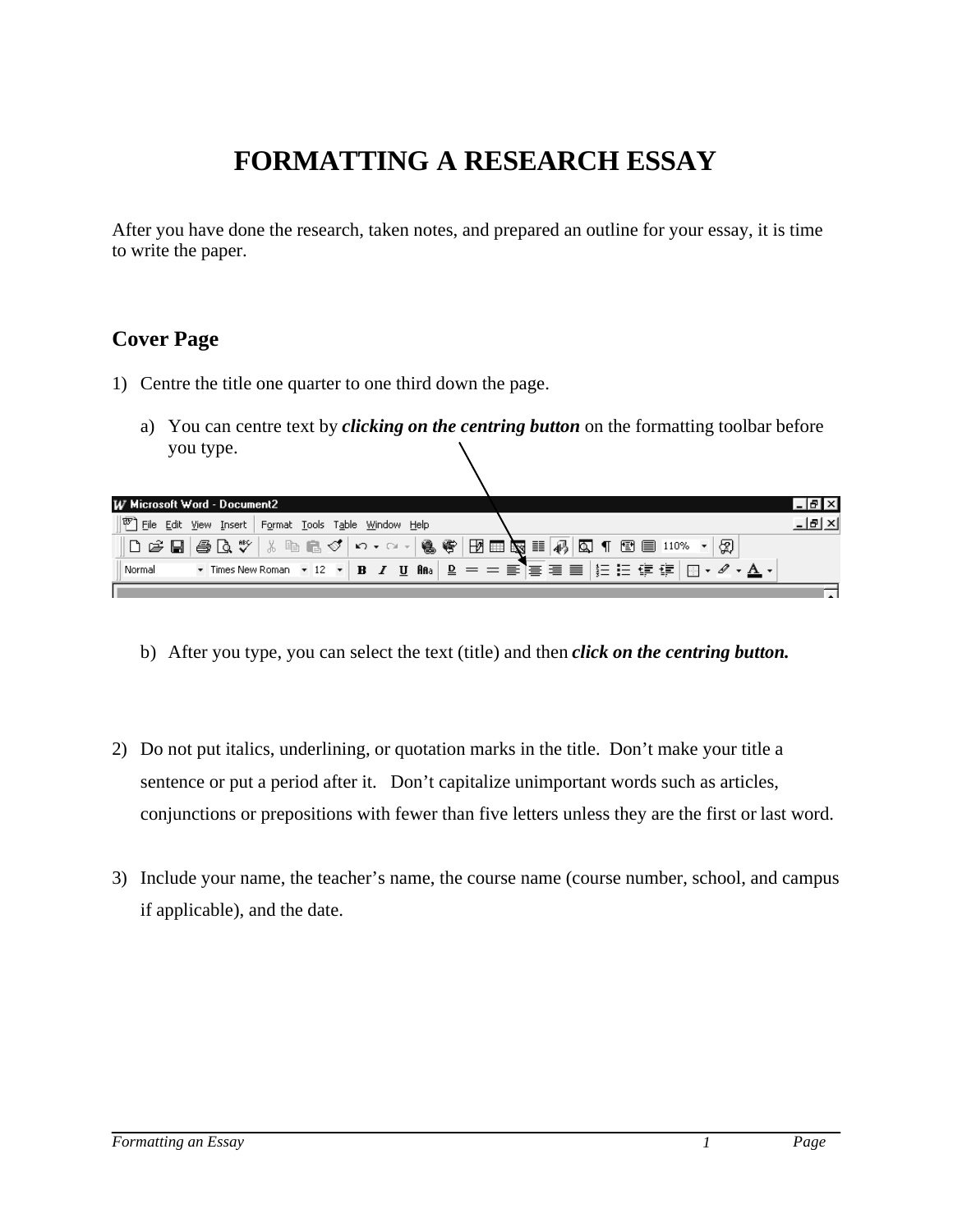# FORMATTING A RESEARCH ESSAY

After you have done the research, taken notes, and prepared an outline for your essay, it is time to write the paper.

## Cover Page

1) Centre the title one quarter to one third down the page.

   a) You can centre text by ***clicking on the centring button*** on the formatting toolbar before you type.

   b) After you type, you can select the text (title) and then ***click on the centring button.***

2) Do not put italics, underlining, or quotation marks in the title. Don't make your title a sentence or put a period after it. Don't capitalize unimportant words such as articles, conjunctions or prepositions with fewer than five letters unless they are the first or last word.

3) Include your name, the teacher's name, the course name (course number, school, and campus if applicable), and the date.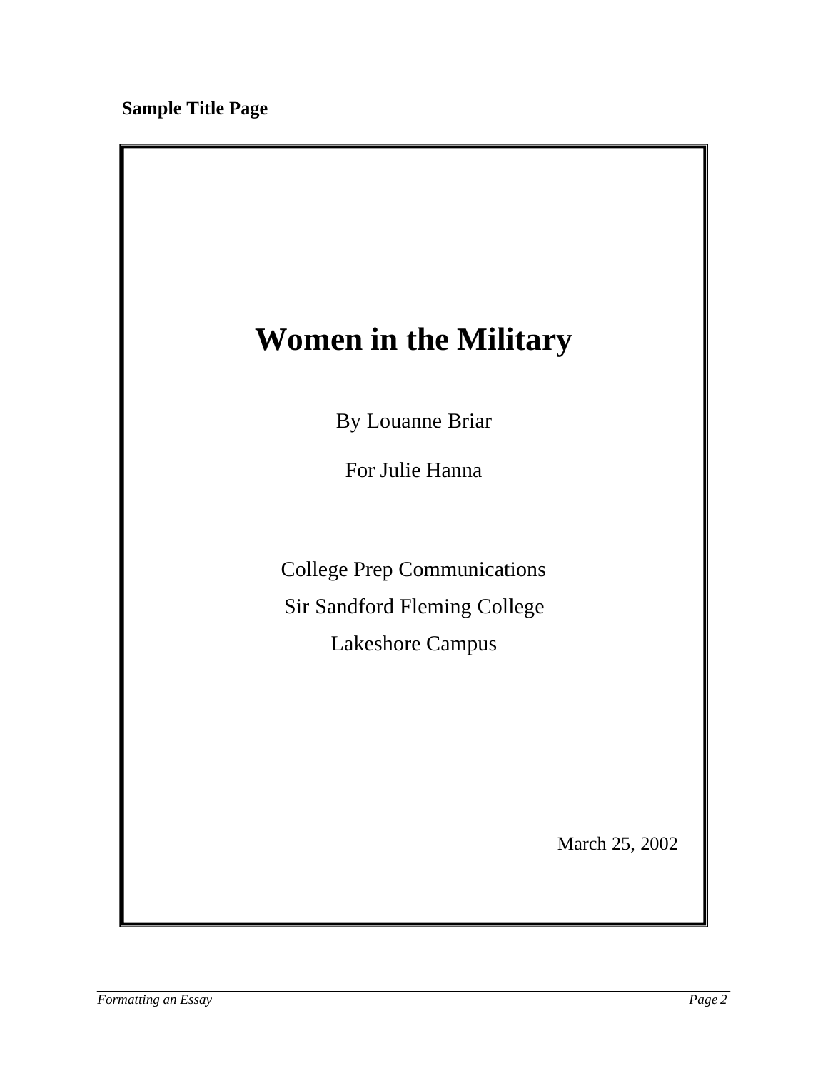**Sample Title Page**

# Women in the Military

By Louanne Briar

For Julie Hanna

College Prep Communications

Sir Sandford Fleming College

Lakeshore Campus

March 25, 2002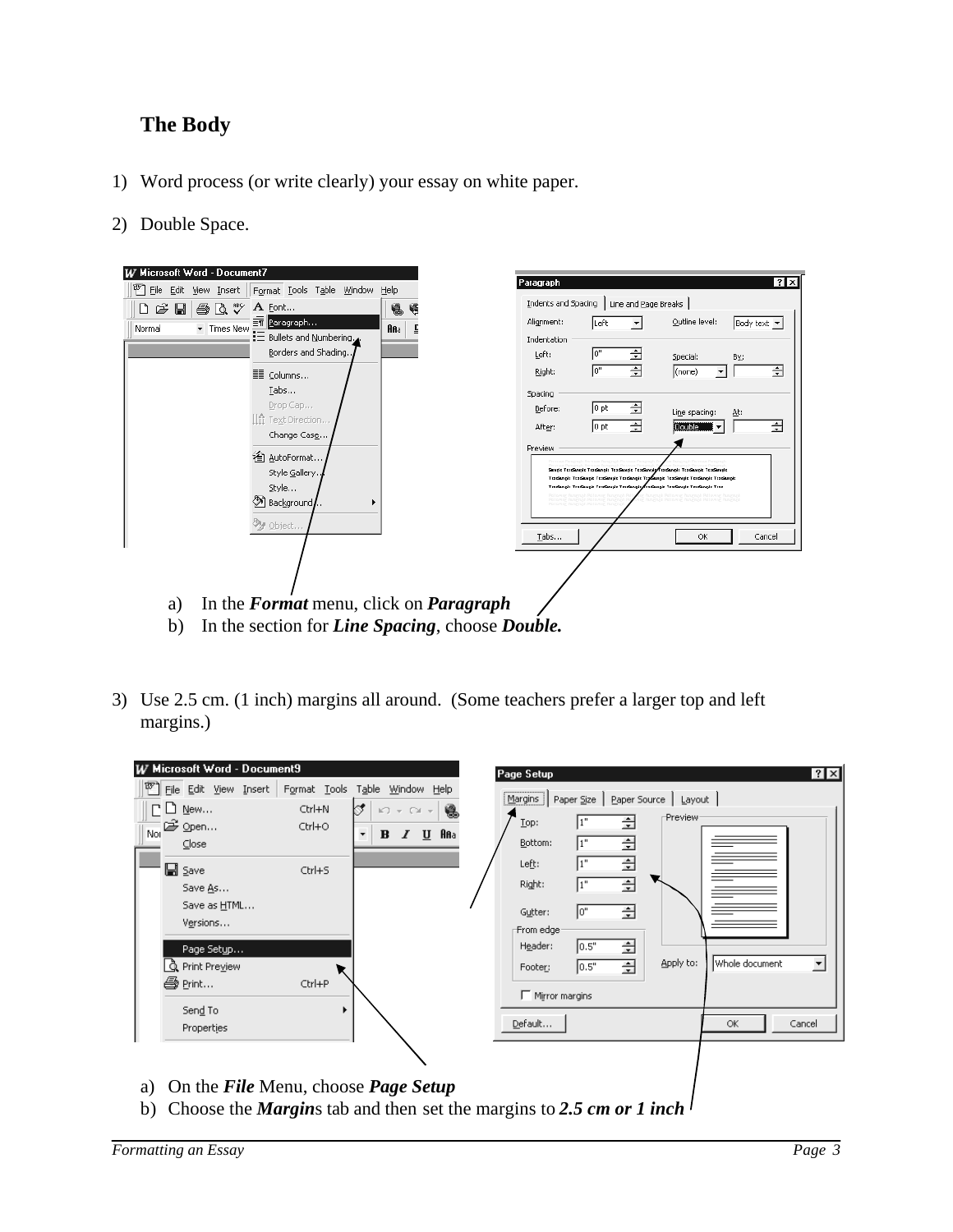## The Body

1) Word process (or write clearly) your essay on white paper.

2) Double Space.

   a) In the ***Format*** menu, click on ***Paragraph***
   b) In the section for ***Line Spacing***, choose ***Double.***

3) Use 2.5 cm. (1 inch) margins all around. (Some teachers prefer a larger top and left margins.)

   a) On the ***File*** Menu, choose ***Page Setup***
   b) Choose the ***Margin***s tab and then set the margins to ***2.5 cm or 1 inch***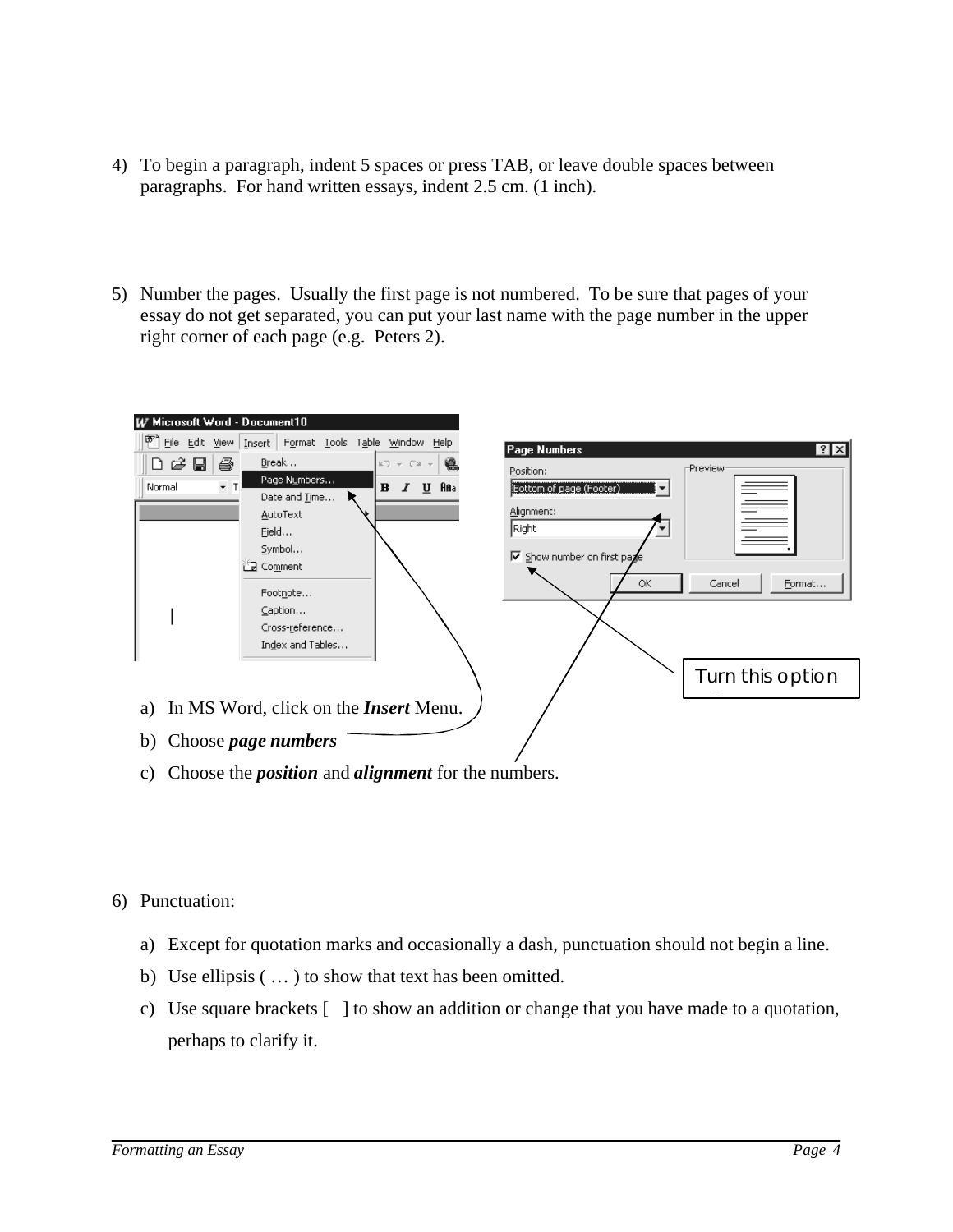4) To begin a paragraph, indent 5 spaces or press TAB, or leave double spaces between paragraphs. For hand written essays, indent 2.5 cm. (1 inch).

5) Number the pages. Usually the first page is not numbered. To be sure that pages of your essay do not get separated, you can put your last name with the page number in the upper right corner of each page (e.g. Peters 2).

Turn this option

a) In MS Word, click on the ***Insert*** Menu.

b) Choose ***page numbers***

c) Choose the ***position*** and ***alignment*** for the numbers.

6) Punctuation:

a) Except for quotation marks and occasionally a dash, punctuation should not begin a line.

b) Use ellipsis ( … ) to show that text has been omitted.

c) Use square brackets [ ] to show an addition or change that you have made to a quotation, perhaps to clarify it.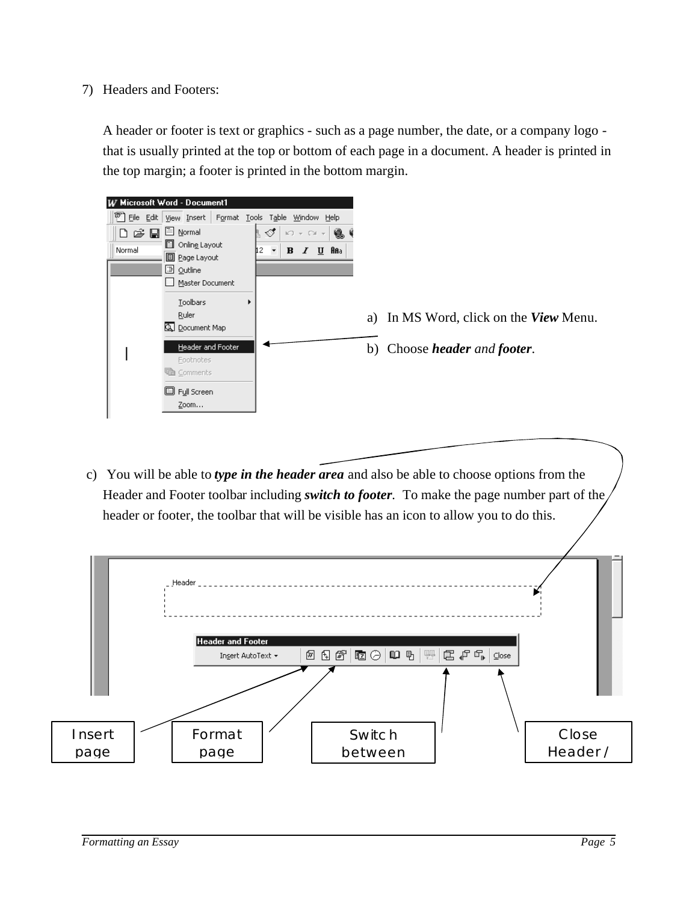7) Headers and Footers:

A header or footer is text or graphics - such as a page number, the date, or a company logo - that is usually printed at the top or bottom of each page in a document. A header is printed in the top margin; a footer is printed in the bottom margin.

a) In MS Word, click on the ***View*** Menu.

b) Choose ***header** and **footer***.

c) You will be able to ***type in the header area*** and also be able to choose options from the Header and Footer toolbar including ***switch to footer***. To make the page number part of the header or footer, the toolbar that will be visible has an icon to allow you to do this.

Insert page

Format page

Switch between

Close Header /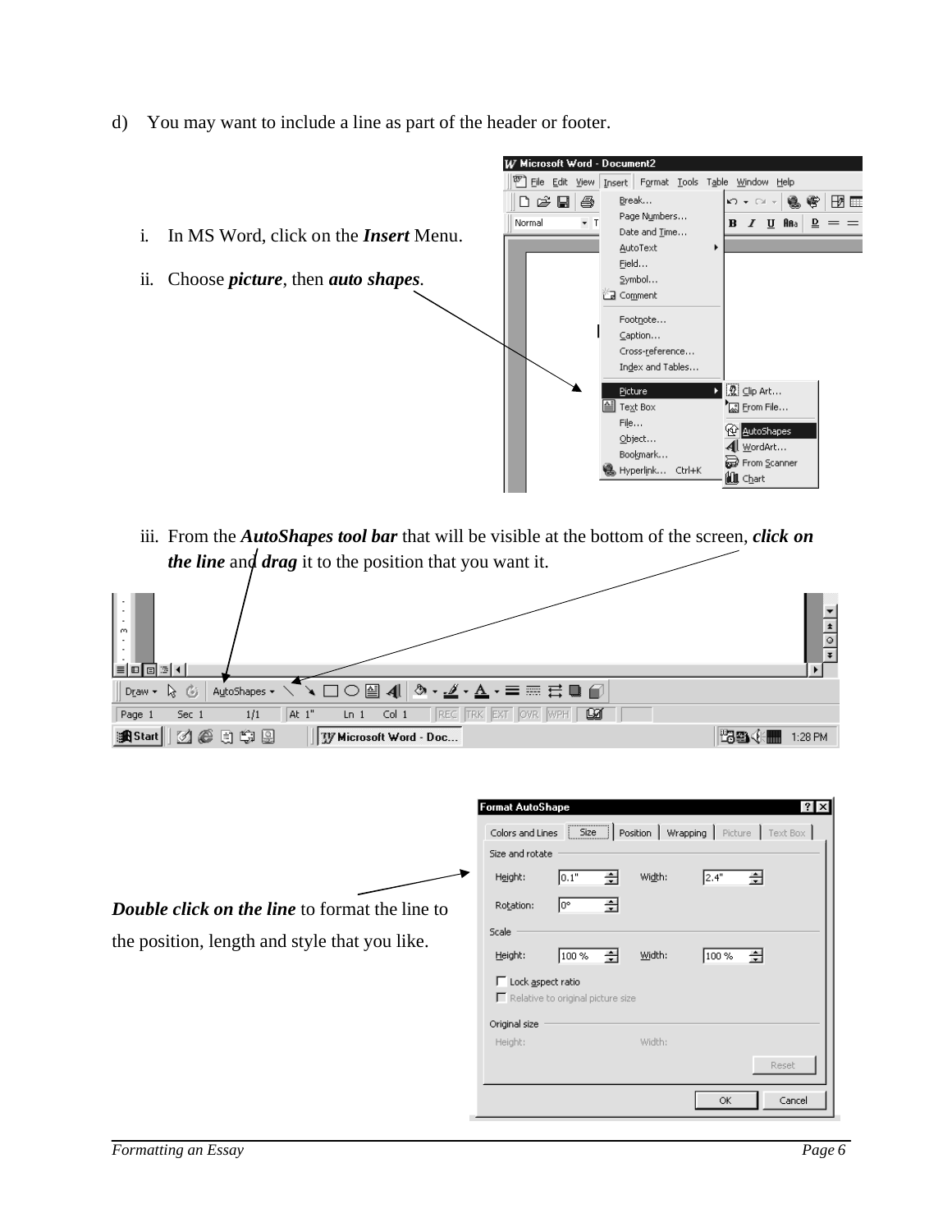d) You may want to include a line as part of the header or footer.

i. In MS Word, click on the ***Insert*** Menu.

ii. Choose ***picture***, then ***auto shapes***.

iii. From the ***AutoShapes tool bar*** that will be visible at the bottom of the screen, ***click on the line*** and ***drag*** it to the position that you want it.

***Double click on the line*** to format the line to the position, length and style that you like.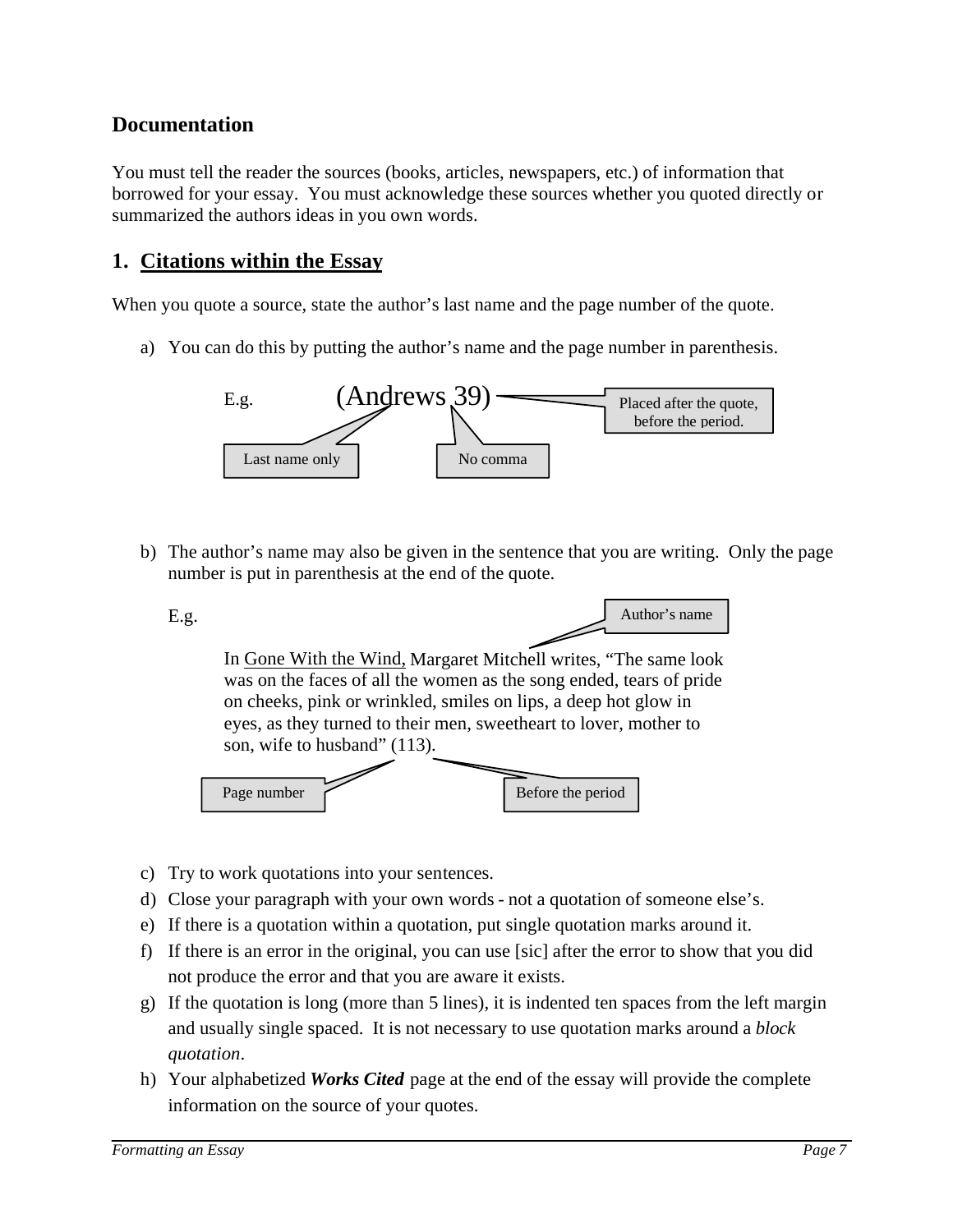## Documentation

You must tell the reader the sources (books, articles, newspapers, etc.) of information that borrowed for your essay. You must acknowledge these sources whether you quoted directly or summarized the authors ideas in you own words.

### 1. Citations within the Essay

When you quote a source, state the author's last name and the page number of the quote.

a) You can do this by putting the author's name and the page number in parenthesis.

E.g. (Andrews 39)

Last name only

No comma

Placed after the quote, before the period.

b) The author's name may also be given in the sentence that you are writing. Only the page number is put in parenthesis at the end of the quote.

E.g.

Author's name

In Gone With the Wind, Margaret Mitchell writes, "The same look was on the faces of all the women as the song ended, tears of pride on cheeks, pink or wrinkled, smiles on lips, a deep hot glow in eyes, as they turned to their men, sweetheart to lover, mother to son, wife to husband" (113).

Page number

Before the period

c) Try to work quotations into your sentences.

d) Close your paragraph with your own words - not a quotation of someone else's.

e) If there is a quotation within a quotation, put single quotation marks around it.

f) If there is an error in the original, you can use [sic] after the error to show that you did not produce the error and that you are aware it exists.

g) If the quotation is long (more than 5 lines), it is indented ten spaces from the left margin and usually single spaced. It is not necessary to use quotation marks around a *block quotation*.

h) Your alphabetized ***Works Cited*** page at the end of the essay will provide the complete information on the source of your quotes.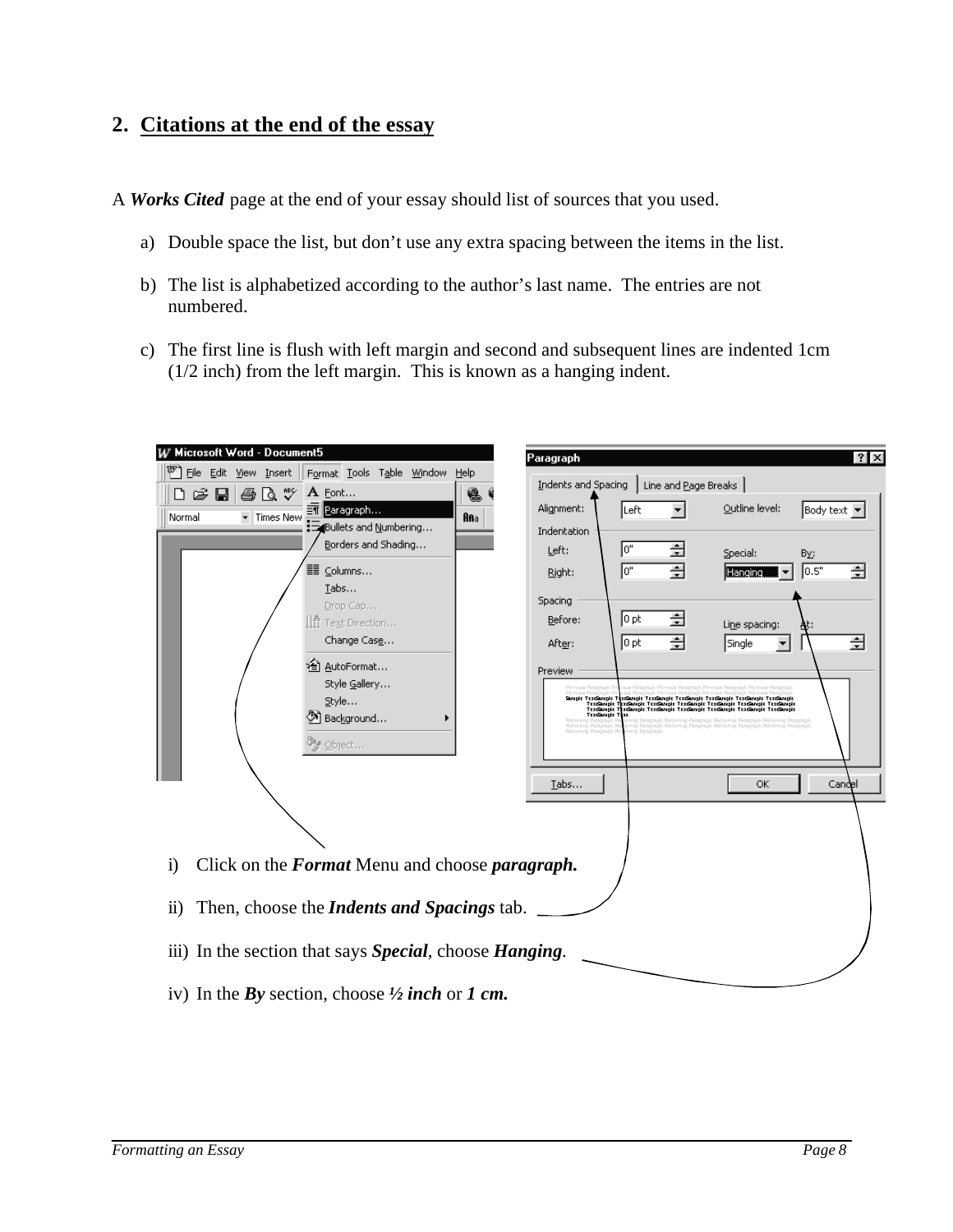## 2. Citations at the end of the essay

A ***Works Cited*** page at the end of your essay should list of sources that you used.

a) Double space the list, but don't use any extra spacing between the items in the list.

b) The list is alphabetized according to the author's last name. The entries are not numbered.

c) The first line is flush with left margin and second and subsequent lines are indented 1cm (1/2 inch) from the left margin. This is known as a hanging indent.

i) Click on the ***Format*** Menu and choose ***paragraph.***

ii) Then, choose the ***Indents and Spacings*** tab.

iii) In the section that says ***Special***, choose ***Hanging***.

iv) In the ***By*** section, choose ***½ inch*** or ***1 cm.***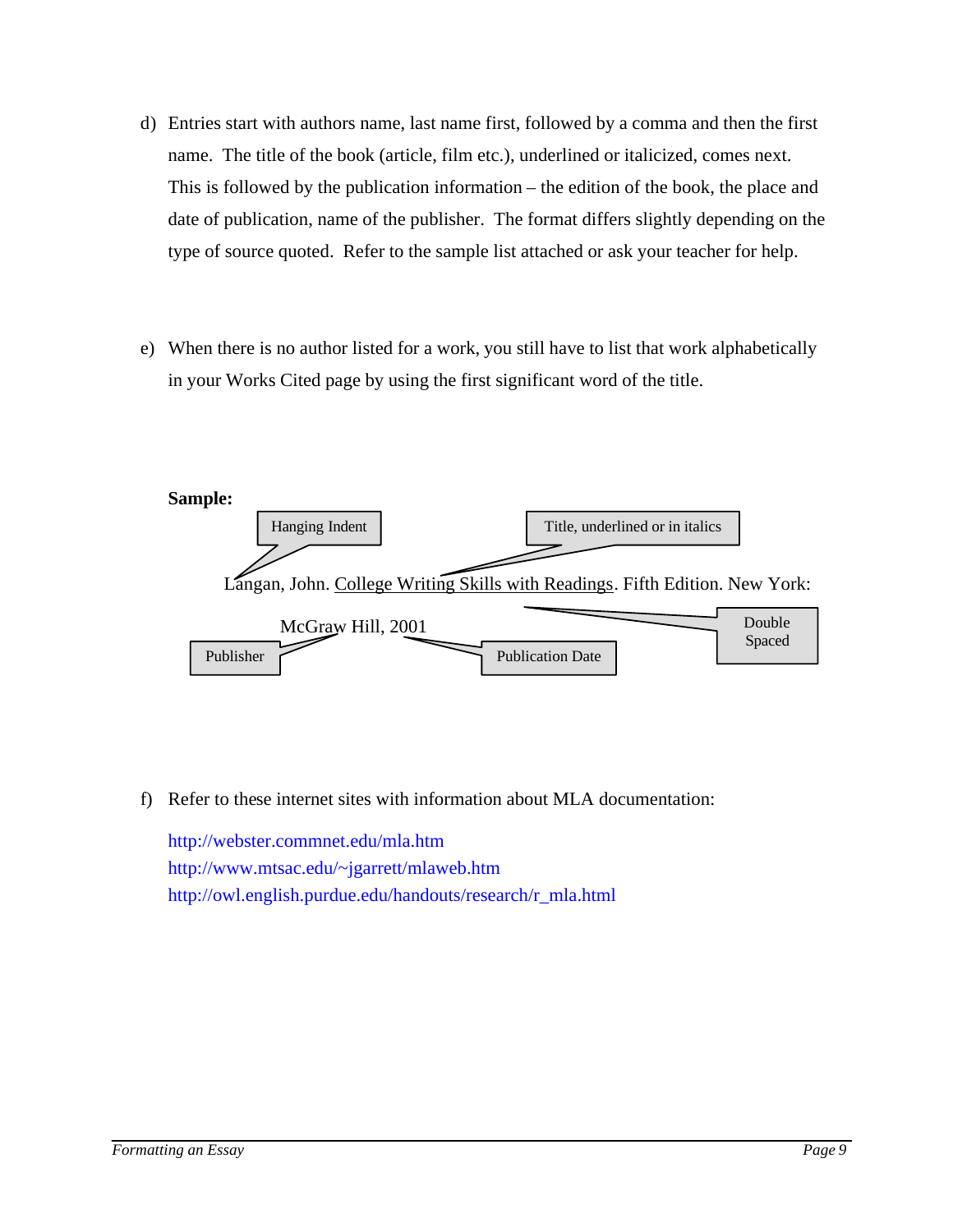d) Entries start with authors name, last name first, followed by a comma and then the first name. The title of the book (article, film etc.), underlined or italicized, comes next. This is followed by the publication information – the edition of the book, the place and date of publication, name of the publisher. The format differs slightly depending on the type of source quoted. Refer to the sample list attached or ask your teacher for help.

e) When there is no author listed for a work, you still have to list that work alphabetically in your Works Cited page by using the first significant word of the title.

**Sample:**

Hanging Indent — Title, underlined or in italics

Langan, John. College Writing Skills with Readings. Fifth Edition. New York:

McGraw Hill, 2001

Publisher — Publication Date — Double Spaced

f) Refer to these internet sites with information about MLA documentation:

http://webster.commnet.edu/mla.htm
http://www.mtsac.edu/~jgarrett/mlaweb.htm
http://owl.english.purdue.edu/handouts/research/r_mla.html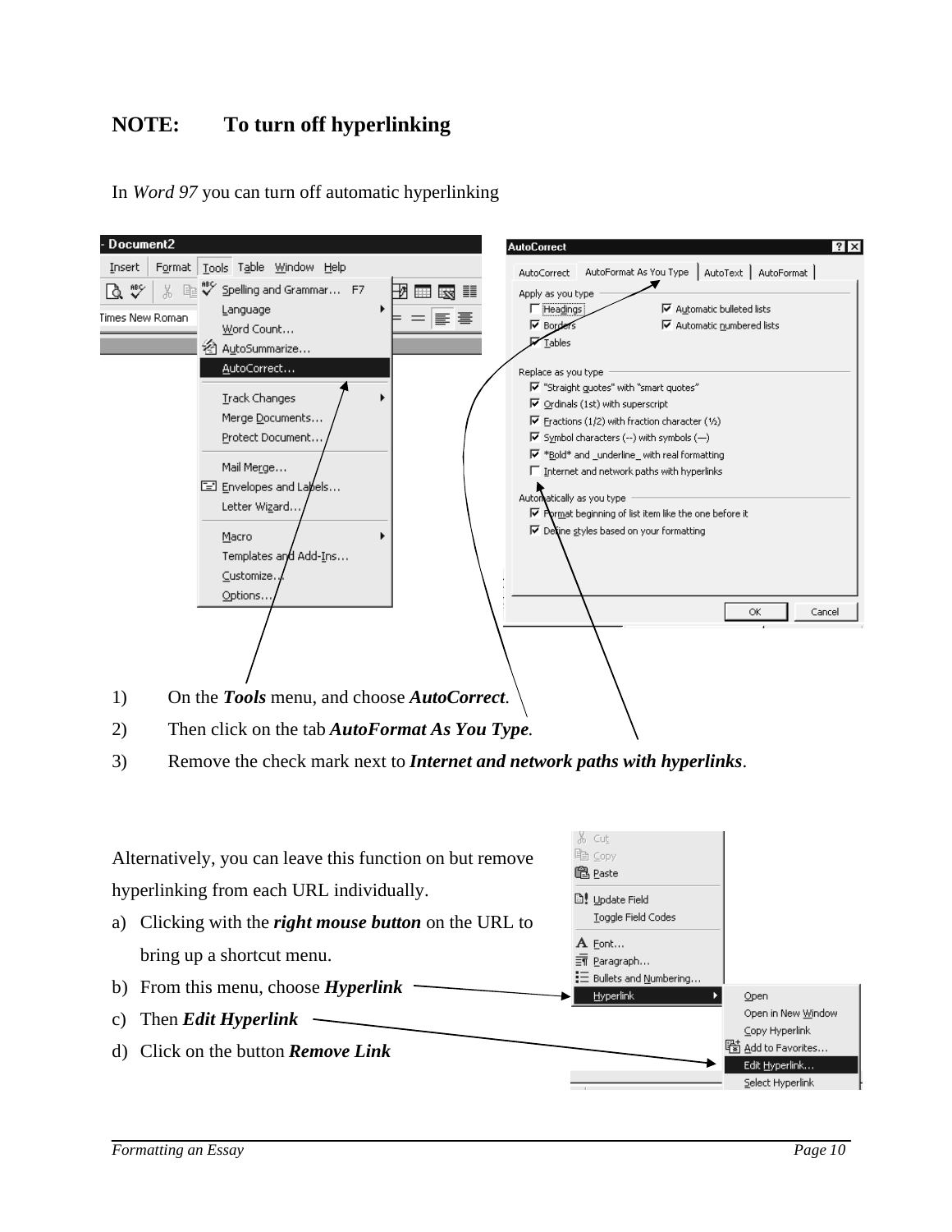## NOTE: To turn off hyperlinking

In *Word 97* you can turn off automatic hyperlinking

1) On the ***Tools*** menu, and choose ***AutoCorrect***.
2) Then click on the tab ***AutoFormat As You Type.***
3) Remove the check mark next to ***Internet and network paths with hyperlinks***.

Alternatively, you can leave this function on but remove hyperlinking from each URL individually.

a) Clicking with the ***right mouse button*** on the URL to bring up a shortcut menu.
b) From this menu, choose ***Hyperlink***
c) Then ***Edit Hyperlink***
d) Click on the button ***Remove Link***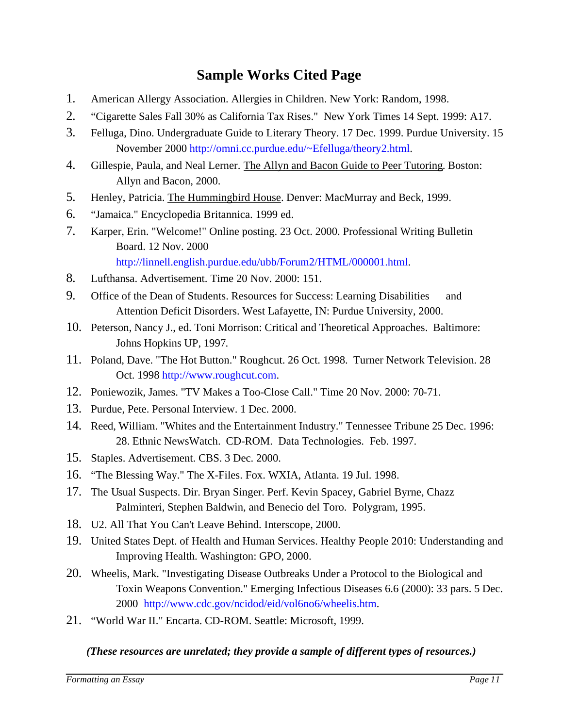# Sample Works Cited Page

1. American Allergy Association. Allergies in Children. New York: Random, 1998.
2. "Cigarette Sales Fall 30% as California Tax Rises." New York Times 14 Sept. 1999: A17.
3. Felluga, Dino. Undergraduate Guide to Literary Theory. 17 Dec. 1999. Purdue University. 15 November 2000 http://omni.cc.purdue.edu/~Efelluga/theory2.html.
4. Gillespie, Paula, and Neal Lerner. <u>The Allyn and Bacon Guide to Peer Tutoring</u>. Boston: Allyn and Bacon, 2000.
5. Henley, Patricia. <u>The Hummingbird House</u>. Denver: MacMurray and Beck, 1999.
6. "Jamaica." Encyclopedia Britannica. 1999 ed.
7. Karper, Erin. "Welcome!" Online posting. 23 Oct. 2000. Professional Writing Bulletin Board. 12 Nov. 2000 http://linnell.english.purdue.edu/ubb/Forum2/HTML/000001.html.
8. Lufthansa. Advertisement. Time 20 Nov. 2000: 151.
9. Office of the Dean of Students. Resources for Success: Learning Disabilities and Attention Deficit Disorders. West Lafayette, IN: Purdue University, 2000.
10. Peterson, Nancy J., ed. Toni Morrison: Critical and Theoretical Approaches. Baltimore: Johns Hopkins UP, 1997.
11. Poland, Dave. "The Hot Button." Roughcut. 26 Oct. 1998. Turner Network Television. 28 Oct. 1998 http://www.roughcut.com.
12. Poniewozik, James. "TV Makes a Too-Close Call." Time 20 Nov. 2000: 70-71.
13. Purdue, Pete. Personal Interview. 1 Dec. 2000.
14. Reed, William. "Whites and the Entertainment Industry." Tennessee Tribune 25 Dec. 1996: 28. Ethnic NewsWatch. CD-ROM. Data Technologies. Feb. 1997.
15. Staples. Advertisement. CBS. 3 Dec. 2000.
16. "The Blessing Way." The X-Files. Fox. WXIA, Atlanta. 19 Jul. 1998.
17. The Usual Suspects. Dir. Bryan Singer. Perf. Kevin Spacey, Gabriel Byrne, Chazz Palminteri, Stephen Baldwin, and Benecio del Toro. Polygram, 1995.
18. U2. All That You Can't Leave Behind. Interscope, 2000.
19. United States Dept. of Health and Human Services. Healthy People 2010: Understanding and Improving Health. Washington: GPO, 2000.
20. Wheelis, Mark. "Investigating Disease Outbreaks Under a Protocol to the Biological and Toxin Weapons Convention." Emerging Infectious Diseases 6.6 (2000): 33 pars. 5 Dec. 2000 http://www.cdc.gov/ncidod/eid/vol6no6/wheelis.htm.
21. "World War II." Encarta. CD-ROM. Seattle: Microsoft, 1999.

***(These resources are unrelated; they provide a sample of different types of resources.)***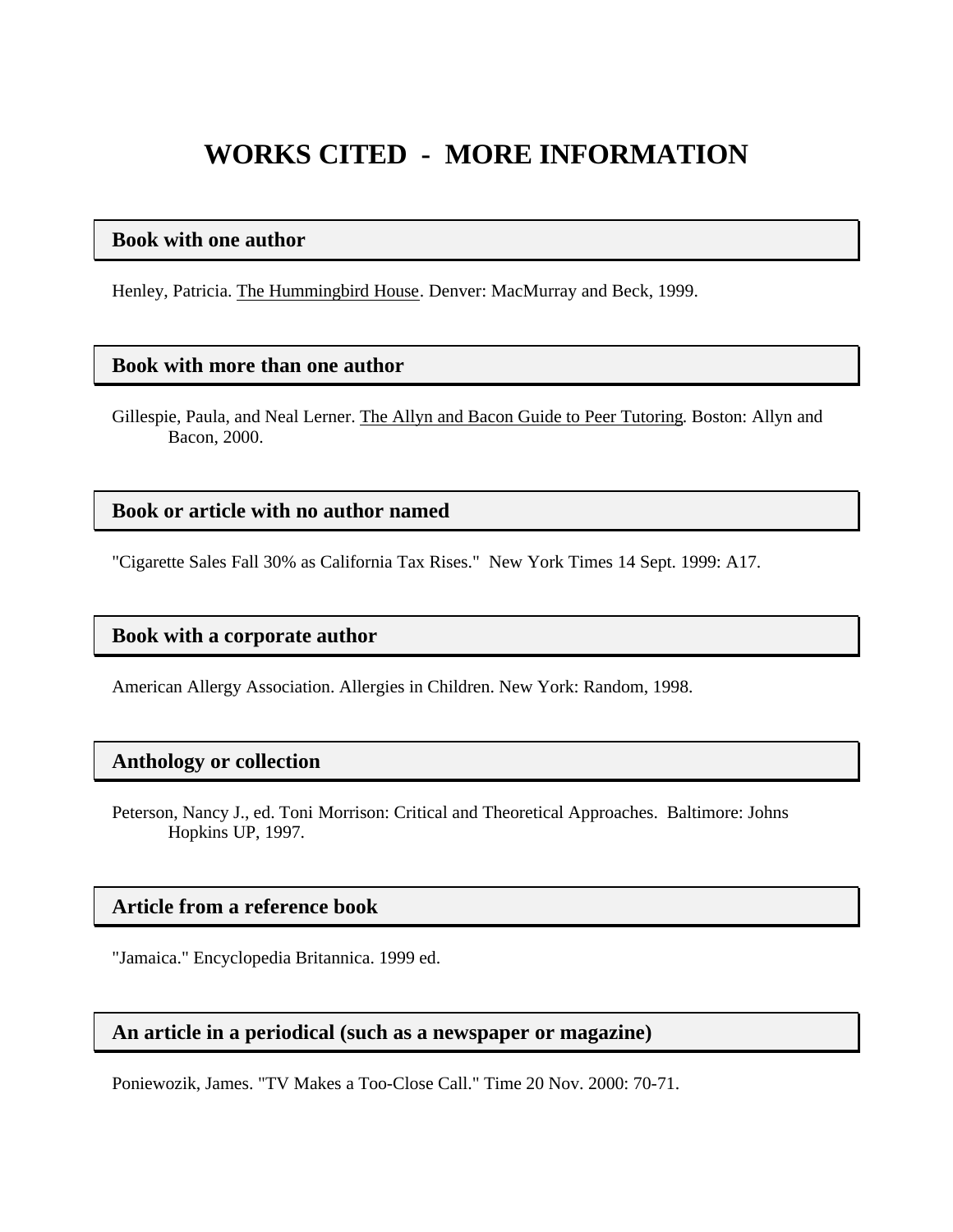# WORKS CITED - MORE INFORMATION

## Book with one author

Henley, Patricia. <u>The Hummingbird House</u>. Denver: MacMurray and Beck, 1999.

## Book with more than one author

Gillespie, Paula, and Neal Lerner. <u>The Allyn and Bacon Guide to Peer Tutoring</u>. Boston: Allyn and Bacon, 2000.

## Book or article with no author named

"Cigarette Sales Fall 30% as California Tax Rises." New York Times 14 Sept. 1999: A17.

## Book with a corporate author

American Allergy Association. Allergies in Children. New York: Random, 1998.

## Anthology or collection

Peterson, Nancy J., ed. Toni Morrison: Critical and Theoretical Approaches. Baltimore: Johns Hopkins UP, 1997.

## Article from a reference book

"Jamaica." Encyclopedia Britannica. 1999 ed.

## An article in a periodical (such as a newspaper or magazine)

Poniewozik, James. "TV Makes a Too-Close Call." Time 20 Nov. 2000: 70-71.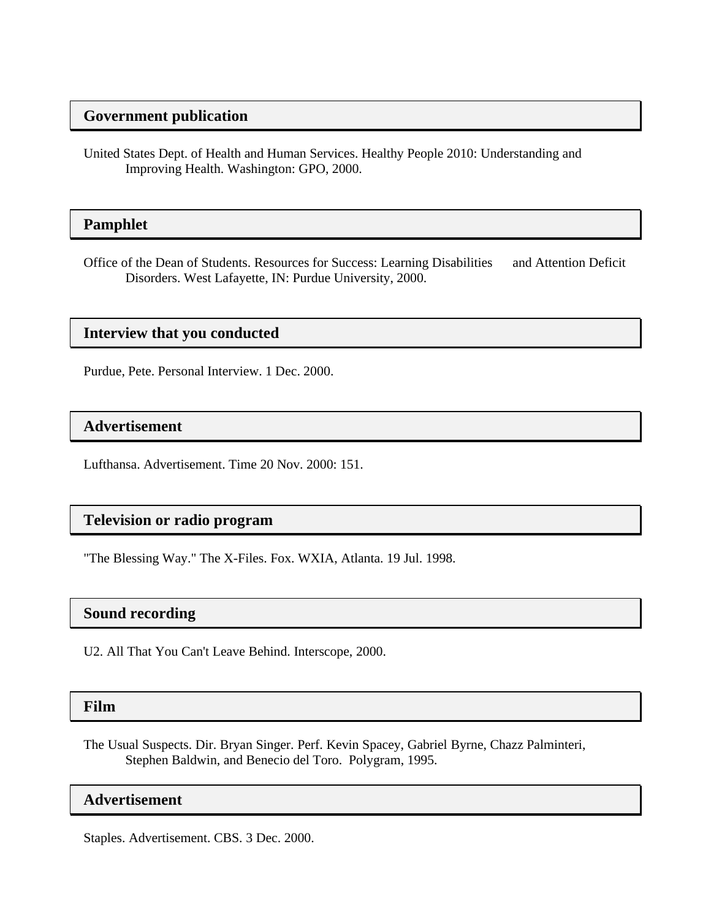### Government publication

United States Dept. of Health and Human Services. Healthy People 2010: Understanding and Improving Health. Washington: GPO, 2000.

### Pamphlet

Office of the Dean of Students. Resources for Success: Learning Disabilities and Attention Deficit Disorders. West Lafayette, IN: Purdue University, 2000.

### Interview that you conducted

Purdue, Pete. Personal Interview. 1 Dec. 2000.

### Advertisement

Lufthansa. Advertisement. Time 20 Nov. 2000: 151.

### Television or radio program

"The Blessing Way." The X-Files. Fox. WXIA, Atlanta. 19 Jul. 1998.

### Sound recording

U2. All That You Can't Leave Behind. Interscope, 2000.

### Film

The Usual Suspects. Dir. Bryan Singer. Perf. Kevin Spacey, Gabriel Byrne, Chazz Palminteri, Stephen Baldwin, and Benecio del Toro. Polygram, 1995.

### Advertisement

Staples. Advertisement. CBS. 3 Dec. 2000.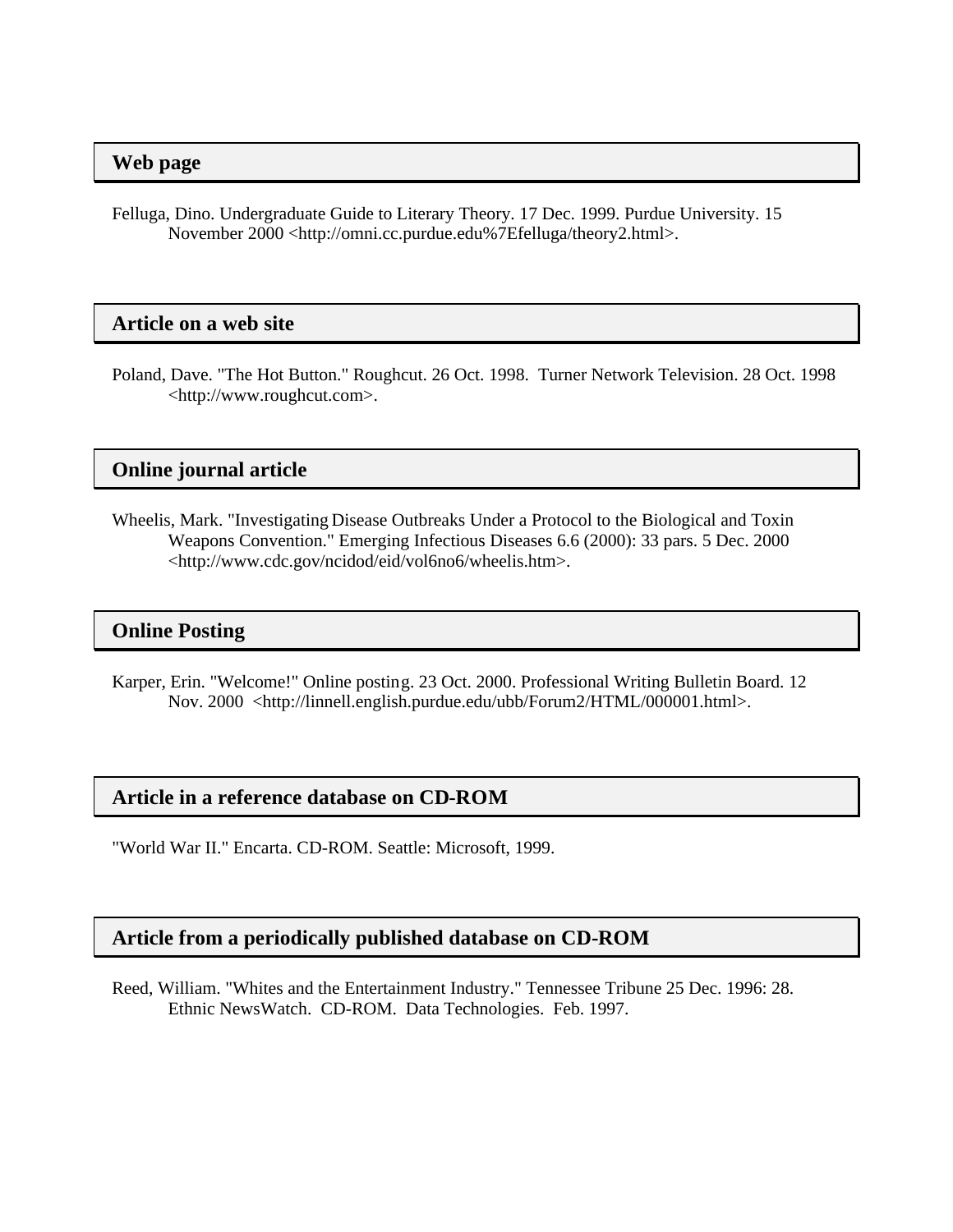## Web page

Felluga, Dino. Undergraduate Guide to Literary Theory. 17 Dec. 1999. Purdue University. 15 November 2000 <http://omni.cc.purdue.edu%7Efelluga/theory2.html>.

## Article on a web site

Poland, Dave. "The Hot Button." Roughcut. 26 Oct. 1998. Turner Network Television. 28 Oct. 1998 <http://www.roughcut.com>.

## Online journal article

Wheelis, Mark. "Investigating Disease Outbreaks Under a Protocol to the Biological and Toxin Weapons Convention." Emerging Infectious Diseases 6.6 (2000): 33 pars. 5 Dec. 2000 <http://www.cdc.gov/ncidod/eid/vol6no6/wheelis.htm>.

## Online Posting

Karper, Erin. "Welcome!" Online posting. 23 Oct. 2000. Professional Writing Bulletin Board. 12 Nov. 2000 <http://linnell.english.purdue.edu/ubb/Forum2/HTML/000001.html>.

## Article in a reference database on CD-ROM

"World War II." Encarta. CD-ROM. Seattle: Microsoft, 1999.

## Article from a periodically published database on CD-ROM

Reed, William. "Whites and the Entertainment Industry." Tennessee Tribune 25 Dec. 1996: 28. Ethnic NewsWatch. CD-ROM. Data Technologies. Feb. 1997.